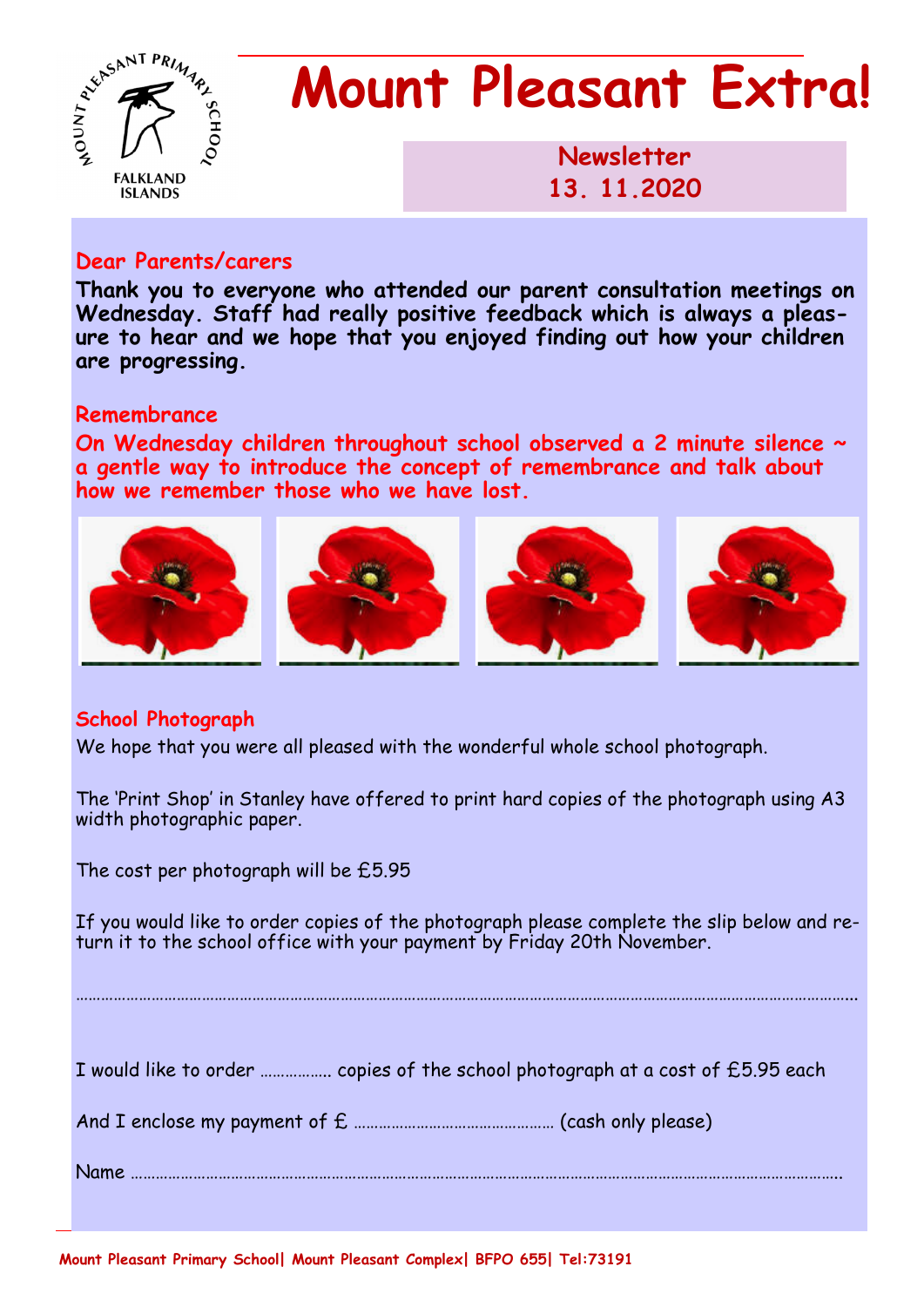MOUNT PLEASANT PRIMARY SCHOOL
FALKLAND ISLANDS

# Mount Pleasant Extra!

**Newsletter**
**13. 11.2020**

## Dear Parents/carers

**Thank you to everyone who attended our parent consultation meetings on Wednesday. Staff had really positive feedback which is always a pleasure to hear and we hope that you enjoyed finding out how your children are progressing.**

## Remembrance

**On Wednesday children throughout school observed a 2 minute silence ~ a gentle way to introduce the concept of remembrance and talk about how we remember those who we have lost.**

## School Photograph

We hope that you were all pleased with the wonderful whole school photograph.

The 'Print Shop' in Stanley have offered to print hard copies of the photograph using A3 width photographic paper.

The cost per photograph will be £5.95

If you would like to order copies of the photograph please complete the slip below and return it to the school office with your payment by Friday 20th November.

…………………………………………………………………………………………………………………………………………………

I would like to order …………….. copies of the school photograph at a cost of £5.95 each

And I enclose my payment of £ ……………………………………… (cash only please)

Name …………………………………………………………………………………………………………………………………….

Mount Pleasant Primary School| Mount Pleasant Complex| BFPO 655| Tel:73191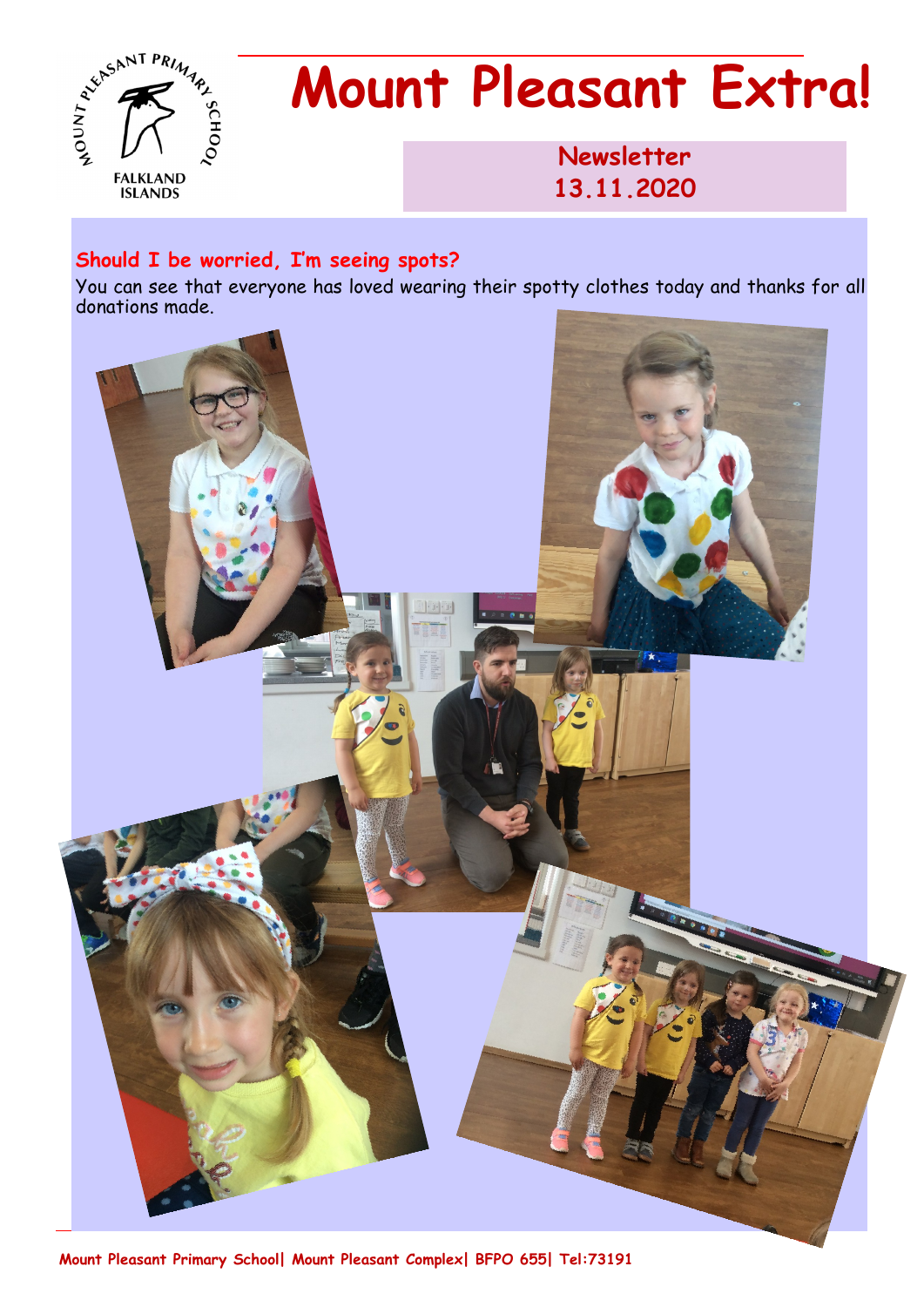# Mount Pleasant Extra!

**Newsletter 13.11.2020**

## Should I be worried, I'm seeing spots?

You can see that everyone has loved wearing their spotty clothes today and thanks for all donations made.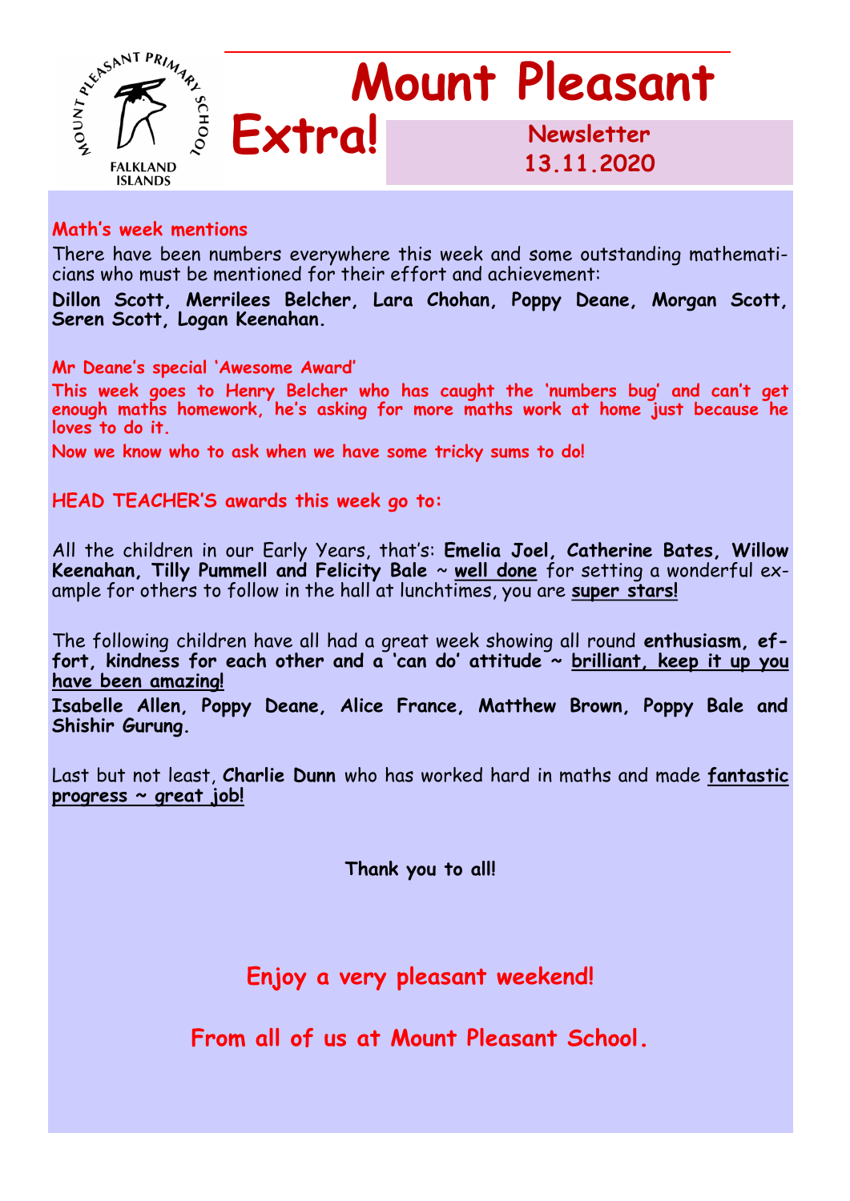# Mount Pleasant Extra!

**Newsletter 13.11.2020**

### Math's week mentions

There have been numbers everywhere this week and some outstanding mathematicians who must be mentioned for their effort and achievement:

**Dillon Scott, Merrilees Belcher, Lara Chohan, Poppy Deane, Morgan Scott, Seren Scott, Logan Keenahan.**

**Mr Deane's special 'Awesome Award'**

**This week goes to Henry Belcher who has caught the 'numbers bug' and can't get enough maths homework, he's asking for more maths work at home just because he loves to do it.**

**Now we know who to ask when we have some tricky sums to do!**

### HEAD TEACHER'S awards this week go to:

All the children in our Early Years, that's: **Emelia Joel, Catherine Bates, Willow Keenahan, Tilly Pummell and Felicity Bale** ~ **well done** for setting a wonderful example for others to follow in the hall at lunchtimes, you are **super stars!**

The following children have all had a great week showing all round **enthusiasm, effort, kindness for each other and a 'can do' attitude ~ brilliant, keep it up you have been amazing!**

**Isabelle Allen, Poppy Deane, Alice France, Matthew Brown, Poppy Bale and Shishir Gurung.**

Last but not least, **Charlie Dunn** who has worked hard in maths and made **fantastic progress ~ great job!**

**Thank you to all!**

**Enjoy a very pleasant weekend!**

**From all of us at Mount Pleasant School.**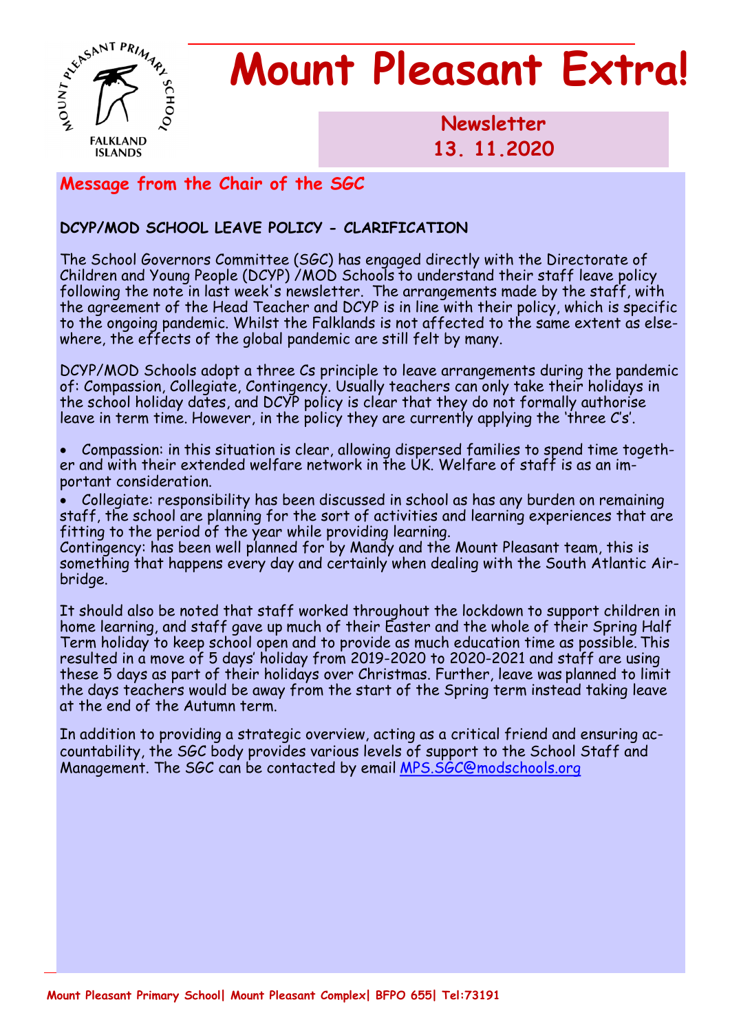# Mount Pleasant Extra!

**Newsletter**
**13. 11.2020**

## Message from the Chair of the SGC

### DCYP/MOD SCHOOL LEAVE POLICY - CLARIFICATION

The School Governors Committee (SGC) has engaged directly with the Directorate of Children and Young People (DCYP) /MOD Schools to understand their staff leave policy following the note in last week's newsletter. The arrangements made by the staff, with the agreement of the Head Teacher and DCYP is in line with their policy, which is specific to the ongoing pandemic. Whilst the Falklands is not affected to the same extent as elsewhere, the effects of the global pandemic are still felt by many.

DCYP/MOD Schools adopt a three Cs principle to leave arrangements during the pandemic of: Compassion, Collegiate, Contingency. Usually teachers can only take their holidays in the school holiday dates, and DCYP policy is clear that they do not formally authorise leave in term time. However, in the policy they are currently applying the 'three C's'.

- Compassion: in this situation is clear, allowing dispersed families to spend time together and with their extended welfare network in the UK. Welfare of staff is as an important consideration.
- Collegiate: responsibility has been discussed in school as has any burden on remaining staff, the school are planning for the sort of activities and learning experiences that are fitting to the period of the year while providing learning.

Contingency: has been well planned for by Mandy and the Mount Pleasant team, this is something that happens every day and certainly when dealing with the South Atlantic Airbridge.

It should also be noted that staff worked throughout the lockdown to support children in home learning, and staff gave up much of their Easter and the whole of their Spring Half Term holiday to keep school open and to provide as much education time as possible. This resulted in a move of 5 days' holiday from 2019-2020 to 2020-2021 and staff are using these 5 days as part of their holidays over Christmas. Further, leave was planned to limit the days teachers would be away from the start of the Spring term instead taking leave at the end of the Autumn term.

In addition to providing a strategic overview, acting as a critical friend and ensuring accountability, the SGC body provides various levels of support to the School Staff and Management. The SGC can be contacted by email MPS.SGC@modschools.org

Mount Pleasant Primary School| Mount Pleasant Complex| BFPO 655| Tel:73191